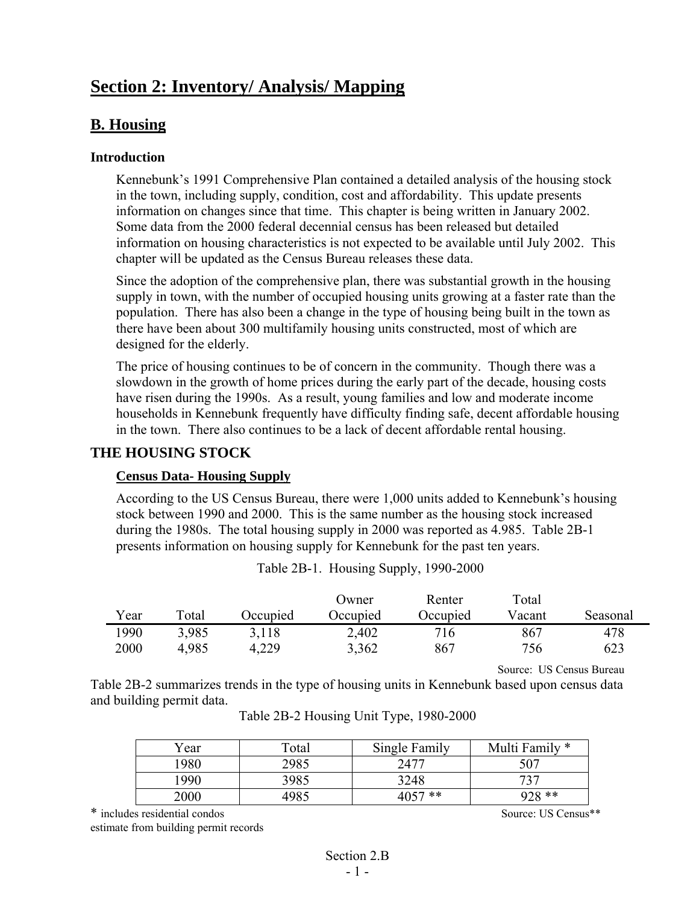# Section 2: Inventory/ Analysis/ Mapping

## B. Housing

### Introduction

Kennebunk's 1991 Comprehensive Plan contained a detailed analysis of the housing stock in the town, including supply, condition, cost and affordability. This update presents information on changes since that time. This chapter is being written in January 2002. Some data from the 2000 federal decennial census has been released but detailed information on housing characteristics is not expected to be available until July 2002. This chapter will be updated as the Census Bureau releases these data.

Since the adoption of the comprehensive plan, there was substantial growth in the housing supply in town, with the number of occupied housing units growing at a faster rate than the population. There has also been a change in the type of housing being built in the town as there have been about 300 multifamily housing units constructed, most of which are designed for the elderly.

The price of housing continues to be of concern in the community. Though there was a slowdown in the growth of home prices during the early part of the decade, housing costs have risen during the 1990s. As a result, young families and low and moderate income households in Kennebunk frequently have difficulty finding safe, decent affordable housing in the town. There also continues to be a lack of decent affordable rental housing.

## THE HOUSING STOCK

### Census Data- Housing Supply

According to the US Census Bureau, there were 1,000 units added to Kennebunk's housing stock between 1990 and 2000. This is the same number as the housing stock increased during the 1980s. The total housing supply in 2000 was reported as 4.985. Table 2B-1 presents information on housing supply for Kennebunk for the past ten years.

Table 2B-1. Housing Supply, 1990-2000

| Year | Total | Occupied | Owner Occupied | Renter Occupied | Total Vacant | Seasonal |
|---|---|---|---|---|---|---|
| 1990 | 3,985 | 3,118 | 2,402 | 716 | 867 | 478 |
| 2000 | 4,985 | 4,229 | 3,362 | 867 | 756 | 623 |

Source: US Census Bureau

Table 2B-2 summarizes trends in the type of housing units in Kennebunk based upon census data and building permit data.

Table 2B-2 Housing Unit Type, 1980-2000

| Year | Total | Single Family | Multi Family * |
|---|---|---|---|
| 1980 | 2985 | 2477 | 507 |
| 1990 | 3985 | 3248 | 737 |
| 2000 | 4985 | 4057 ** | 928 ** |

* includes residential condos

Source: US Census**

estimate from building permit records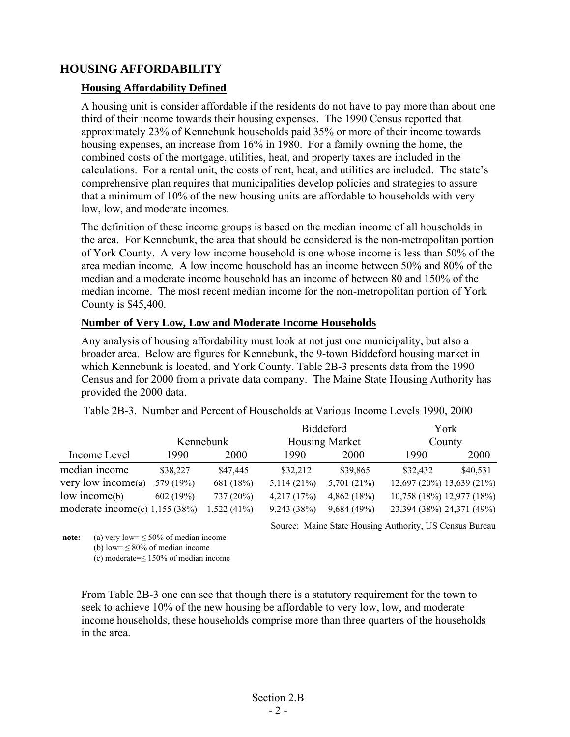## HOUSING AFFORDABILITY

### Housing Affordability Defined

A housing unit is consider affordable if the residents do not have to pay more than about one third of their income towards their housing expenses. The 1990 Census reported that approximately 23% of Kennebunk households paid 35% or more of their income towards housing expenses, an increase from 16% in 1980. For a family owning the home, the combined costs of the mortgage, utilities, heat, and property taxes are included in the calculations. For a rental unit, the costs of rent, heat, and utilities are included. The state's comprehensive plan requires that municipalities develop policies and strategies to assure that a minimum of 10% of the new housing units are affordable to households with very low, low, and moderate incomes.

The definition of these income groups is based on the median income of all households in the area. For Kennebunk, the area that should be considered is the non-metropolitan portion of York County. A very low income household is one whose income is less than 50% of the area median income. A low income household has an income between 50% and 80% of the median and a moderate income household has an income of between 80 and 150% of the median income. The most recent median income for the non-metropolitan portion of York County is $45,400.

### Number of Very Low, Low and Moderate Income Households

Any analysis of housing affordability must look at not just one municipality, but also a broader area. Below are figures for Kennebunk, the 9-town Biddeford housing market in which Kennebunk is located, and York County. Table 2B-3 presents data from the 1990 Census and for 2000 from a private data company. The Maine State Housing Authority has provided the 2000 data.

Table 2B-3. Number and Percent of Households at Various Income Levels 1990, 2000

| | Kennebunk | | Biddeford Housing Market | | York County | |
|---|---|---|---|---|---|---|
| Income Level | 1990 | 2000 | 1990 | 2000 | 1990 | 2000 |
| median income | $38,227 | $47,445 | $32,212 | $39,865 | $32,432 | $40,531 |
| very low income(a) | 579 (19%) | 681 (18%) | 5,114 (21%) | 5,701 (21%) | 12,697 (20%) | 13,639 (21%) |
| low income(b) | 602 (19%) | 737 (20%) | 4,217 (17%) | 4,862 (18%) | 10,758 (18%) | 12,977 (18%) |
| moderate income(c) | 1,155 (38%) | 1,522 (41%) | 9,243 (38%) | 9,684 (49%) | 23,394 (38%) | 24,371 (49%) |

Source: Maine State Housing Authority, US Census Bureau

**note:** (a) very low= ≤ 50% of median income
(b) low= ≤ 80% of median income
(c) moderate=≤ 150% of median income

From Table 2B-3 one can see that though there is a statutory requirement for the town to seek to achieve 10% of the new housing be affordable to very low, low, and moderate income households, these households comprise more than three quarters of the households in the area.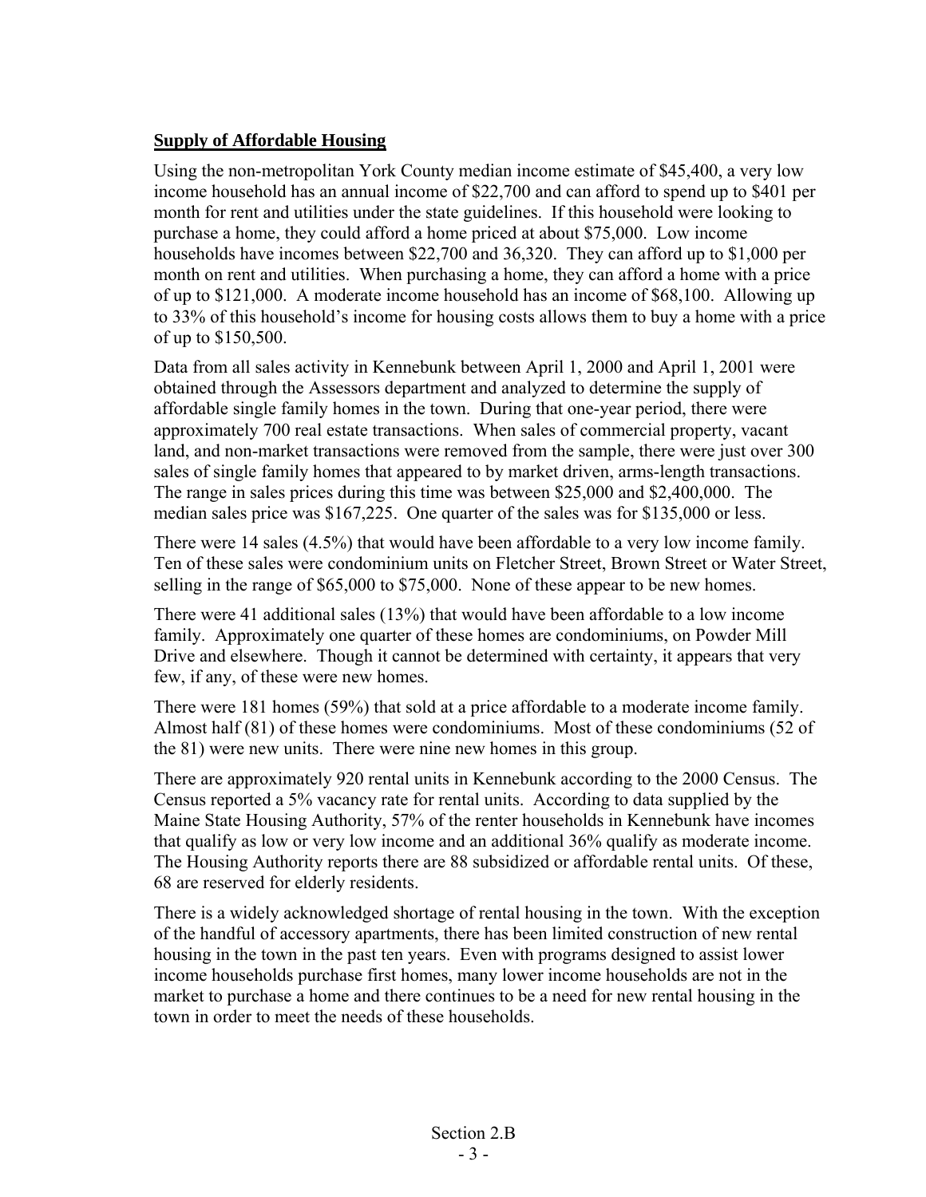## **Supply of Affordable Housing**

Using the non-metropolitan York County median income estimate of $45,400, a very low income household has an annual income of $22,700 and can afford to spend up to $401 per month for rent and utilities under the state guidelines. If this household were looking to purchase a home, they could afford a home priced at about $75,000. Low income households have incomes between $22,700 and 36,320. They can afford up to $1,000 per month on rent and utilities. When purchasing a home, they can afford a home with a price of up to $121,000. A moderate income household has an income of $68,100. Allowing up to 33% of this household's income for housing costs allows them to buy a home with a price of up to $150,500.

Data from all sales activity in Kennebunk between April 1, 2000 and April 1, 2001 were obtained through the Assessors department and analyzed to determine the supply of affordable single family homes in the town. During that one-year period, there were approximately 700 real estate transactions. When sales of commercial property, vacant land, and non-market transactions were removed from the sample, there were just over 300 sales of single family homes that appeared to by market driven, arms-length transactions. The range in sales prices during this time was between $25,000 and $2,400,000. The median sales price was $167,225. One quarter of the sales was for $135,000 or less.

There were 14 sales (4.5%) that would have been affordable to a very low income family. Ten of these sales were condominium units on Fletcher Street, Brown Street or Water Street, selling in the range of $65,000 to $75,000. None of these appear to be new homes.

There were 41 additional sales (13%) that would have been affordable to a low income family. Approximately one quarter of these homes are condominiums, on Powder Mill Drive and elsewhere. Though it cannot be determined with certainty, it appears that very few, if any, of these were new homes.

There were 181 homes (59%) that sold at a price affordable to a moderate income family. Almost half (81) of these homes were condominiums. Most of these condominiums (52 of the 81) were new units. There were nine new homes in this group.

There are approximately 920 rental units in Kennebunk according to the 2000 Census. The Census reported a 5% vacancy rate for rental units. According to data supplied by the Maine State Housing Authority, 57% of the renter households in Kennebunk have incomes that qualify as low or very low income and an additional 36% qualify as moderate income. The Housing Authority reports there are 88 subsidized or affordable rental units. Of these, 68 are reserved for elderly residents.

There is a widely acknowledged shortage of rental housing in the town. With the exception of the handful of accessory apartments, there has been limited construction of new rental housing in the town in the past ten years. Even with programs designed to assist lower income households purchase first homes, many lower income households are not in the market to purchase a home and there continues to be a need for new rental housing in the town in order to meet the needs of these households.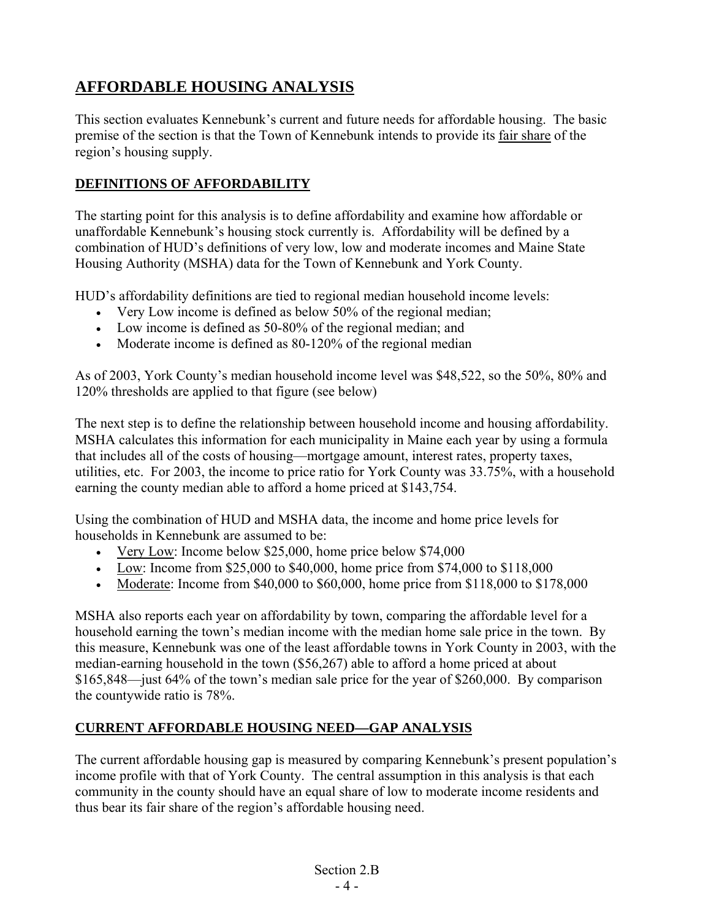## AFFORDABLE HOUSING ANALYSIS

This section evaluates Kennebunk's current and future needs for affordable housing. The basic premise of the section is that the Town of Kennebunk intends to provide its fair share of the region's housing supply.

### DEFINITIONS OF AFFORDABILITY

The starting point for this analysis is to define affordability and examine how affordable or unaffordable Kennebunk's housing stock currently is. Affordability will be defined by a combination of HUD's definitions of very low, low and moderate incomes and Maine State Housing Authority (MSHA) data for the Town of Kennebunk and York County.

HUD's affordability definitions are tied to regional median household income levels:

- Very Low income is defined as below 50% of the regional median;
- Low income is defined as 50-80% of the regional median; and
- Moderate income is defined as 80-120% of the regional median

As of 2003, York County's median household income level was $48,522, so the 50%, 80% and 120% thresholds are applied to that figure (see below)

The next step is to define the relationship between household income and housing affordability. MSHA calculates this information for each municipality in Maine each year by using a formula that includes all of the costs of housing—mortgage amount, interest rates, property taxes, utilities, etc. For 2003, the income to price ratio for York County was 33.75%, with a household earning the county median able to afford a home priced at $143,754.

Using the combination of HUD and MSHA data, the income and home price levels for households in Kennebunk are assumed to be:

- Very Low: Income below $25,000, home price below $74,000
- Low: Income from $25,000 to $40,000, home price from $74,000 to $118,000
- Moderate: Income from $40,000 to $60,000, home price from $118,000 to $178,000

MSHA also reports each year on affordability by town, comparing the affordable level for a household earning the town's median income with the median home sale price in the town. By this measure, Kennebunk was one of the least affordable towns in York County in 2003, with the median-earning household in the town ($56,267) able to afford a home priced at about $165,848—just 64% of the town's median sale price for the year of $260,000. By comparison the countywide ratio is 78%.

### CURRENT AFFORDABLE HOUSING NEED—GAP ANALYSIS

The current affordable housing gap is measured by comparing Kennebunk's present population's income profile with that of York County. The central assumption in this analysis is that each community in the county should have an equal share of low to moderate income residents and thus bear its fair share of the region's affordable housing need.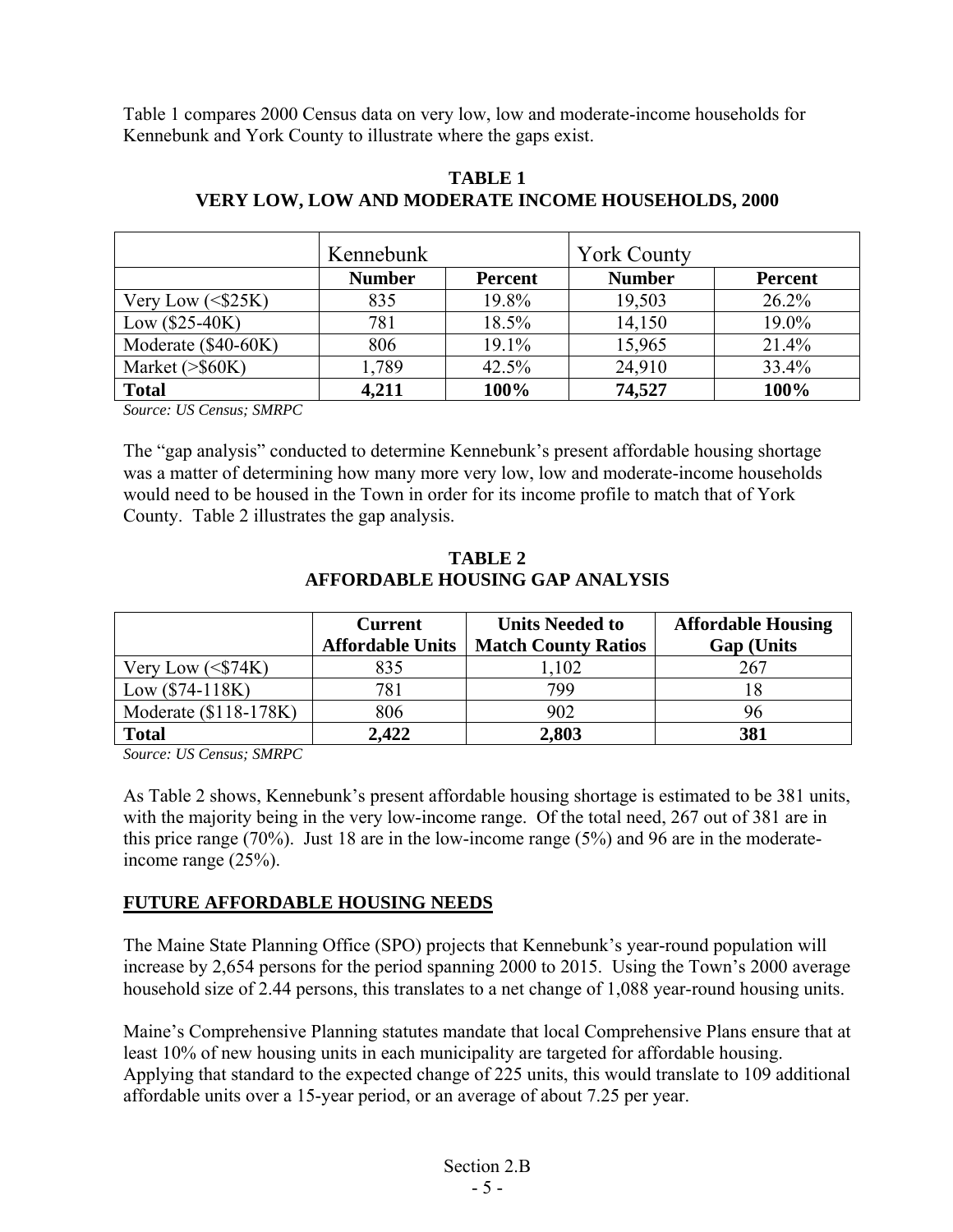Table 1 compares 2000 Census data on very low, low and moderate-income households for Kennebunk and York County to illustrate where the gaps exist.

**TABLE 1**
**VERY LOW, LOW AND MODERATE INCOME HOUSEHOLDS, 2000**

| | Kennebunk | | York County | |
|---|---|---|---|---|
| | **Number** | **Percent** | **Number** | **Percent** |
| Very Low (<$25K) | 835 | 19.8% | 19,503 | 26.2% |
| Low ($25-40K) | 781 | 18.5% | 14,150 | 19.0% |
| Moderate ($40-60K) | 806 | 19.1% | 15,965 | 21.4% |
| Market (>$60K) | 1,789 | 42.5% | 24,910 | 33.4% |
| **Total** | **4,211** | **100%** | **74,527** | **100%** |

*Source: US Census; SMRPC*

The "gap analysis" conducted to determine Kennebunk's present affordable housing shortage was a matter of determining how many more very low, low and moderate-income households would need to be housed in the Town in order for its income profile to match that of York County. Table 2 illustrates the gap analysis.

**TABLE 2**
**AFFORDABLE HOUSING GAP ANALYSIS**

| | **Current Affordable Units** | **Units Needed to Match County Ratios** | **Affordable Housing Gap (Units** |
|---|---|---|---|
| Very Low (<$74K) | 835 | 1,102 | 267 |
| Low ($74-118K) | 781 | 799 | 18 |
| Moderate ($118-178K) | 806 | 902 | 96 |
| **Total** | **2,422** | **2,803** | **381** |

*Source: US Census; SMRPC*

As Table 2 shows, Kennebunk's present affordable housing shortage is estimated to be 381 units, with the majority being in the very low-income range. Of the total need, 267 out of 381 are in this price range (70%). Just 18 are in the low-income range (5%) and 96 are in the moderate-income range (25%).

## FUTURE AFFORDABLE HOUSING NEEDS

The Maine State Planning Office (SPO) projects that Kennebunk's year-round population will increase by 2,654 persons for the period spanning 2000 to 2015. Using the Town's 2000 average household size of 2.44 persons, this translates to a net change of 1,088 year-round housing units.

Maine's Comprehensive Planning statutes mandate that local Comprehensive Plans ensure that at least 10% of new housing units in each municipality are targeted for affordable housing. Applying that standard to the expected change of 225 units, this would translate to 109 additional affordable units over a 15-year period, or an average of about 7.25 per year.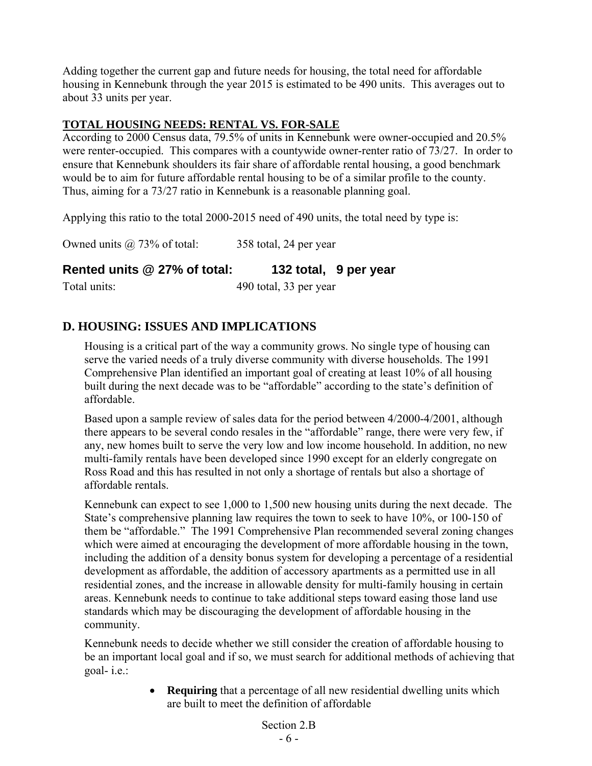Adding together the current gap and future needs for housing, the total need for affordable housing in Kennebunk through the year 2015 is estimated to be 490 units. This averages out to about 33 units per year.

**TOTAL HOUSING NEEDS: RENTAL VS. FOR-SALE**

According to 2000 Census data, 79.5% of units in Kennebunk were owner-occupied and 20.5% were renter-occupied. This compares with a countywide owner-renter ratio of 73/27. In order to ensure that Kennebunk shoulders its fair share of affordable rental housing, a good benchmark would be to aim for future affordable rental housing to be of a similar profile to the county. Thus, aiming for a 73/27 ratio in Kennebunk is a reasonable planning goal.

Applying this ratio to the total 2000-2015 need of 490 units, the total need by type is:

| | |
|---|---|
| Owned units @ 73% of total: | 358 total, 24 per year |
| **Rented units @ 27% of total:** | **132 total, 9 per year** |
| Total units: | 490 total, 33 per year |

## D. HOUSING: ISSUES AND IMPLICATIONS

Housing is a critical part of the way a community grows. No single type of housing can serve the varied needs of a truly diverse community with diverse households. The 1991 Comprehensive Plan identified an important goal of creating at least 10% of all housing built during the next decade was to be "affordable" according to the state's definition of affordable.

Based upon a sample review of sales data for the period between 4/2000-4/2001, although there appears to be several condo resales in the "affordable" range, there were very few, if any, new homes built to serve the very low and low income household. In addition, no new multi-family rentals have been developed since 1990 except for an elderly congregate on Ross Road and this has resulted in not only a shortage of rentals but also a shortage of affordable rentals.

Kennebunk can expect to see 1,000 to 1,500 new housing units during the next decade. The State's comprehensive planning law requires the town to seek to have 10%, or 100-150 of them be "affordable." The 1991 Comprehensive Plan recommended several zoning changes which were aimed at encouraging the development of more affordable housing in the town, including the addition of a density bonus system for developing a percentage of a residential development as affordable, the addition of accessory apartments as a permitted use in all residential zones, and the increase in allowable density for multi-family housing in certain areas. Kennebunk needs to continue to take additional steps toward easing those land use standards which may be discouraging the development of affordable housing in the community.

Kennebunk needs to decide whether we still consider the creation of affordable housing to be an important local goal and if so, we must search for additional methods of achieving that goal- i.e.:

- **Requiring** that a percentage of all new residential dwelling units which are built to meet the definition of affordable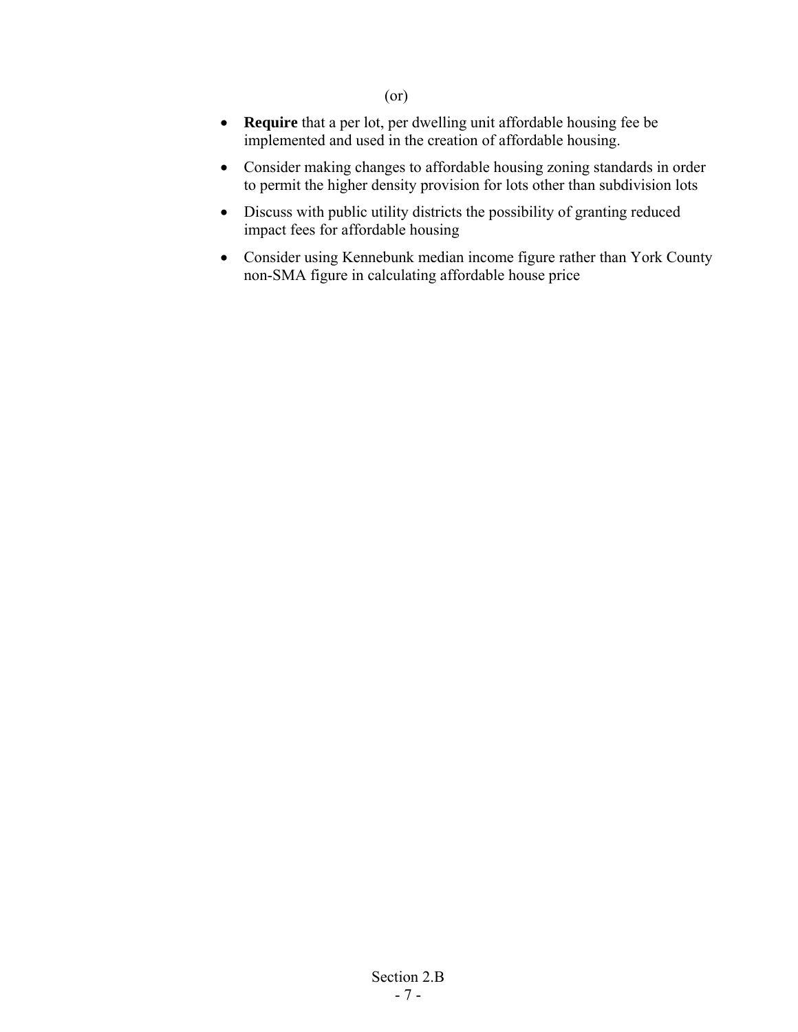(or)

- **Require** that a per lot, per dwelling unit affordable housing fee be implemented and used in the creation of affordable housing.
- Consider making changes to affordable housing zoning standards in order to permit the higher density provision for lots other than subdivision lots
- Discuss with public utility districts the possibility of granting reduced impact fees for affordable housing
- Consider using Kennebunk median income figure rather than York County non-SMA figure in calculating affordable house price